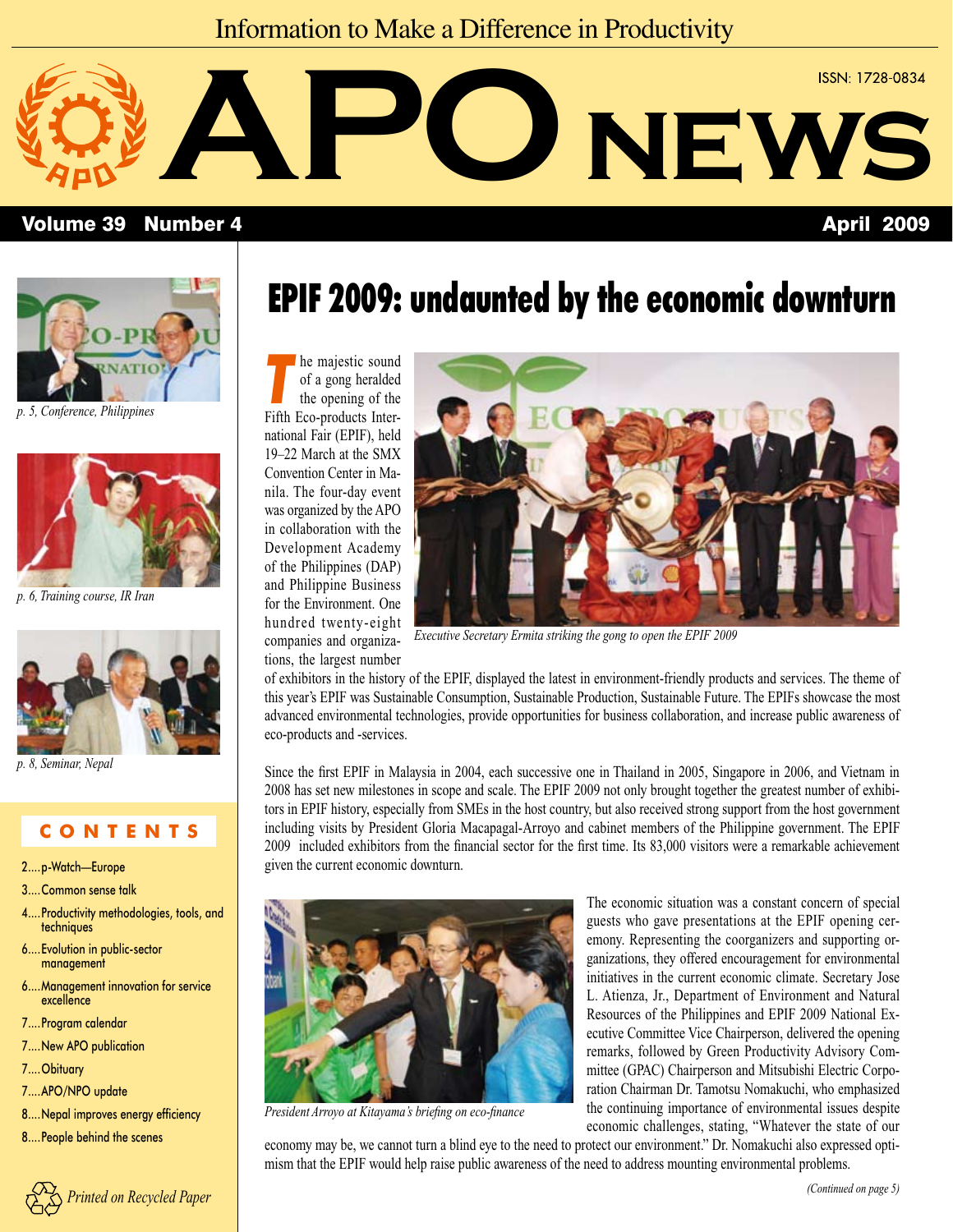Information to Make a Difference in Productivity

# APO NEWS

ISSN: 1728-0834

Volume 39 Number 4 April 2009

*p. 5, Conference, Philippines*

*p. 6, Training course, IR Iran*

*p. 8, Seminar, Nepal*

## CONTENTS

- 2....p-Watch—Europe
- 3....Common sense talk
- 4....Productivity methodologies, tools, and techniques
- 6....Evolution in public-sector management
- 6....Management innovation for service excellence
- 7....Program calendar
- 7....New APO publication
- 7....Obituary
- 7....APO/NPO update
- 8....Nepal improves energy efficiency
- 8....People behind the scenes

*Printed on Recycled Paper*

# EPIF 2009: undaunted by the economic downturn

The majestic sound of a gong heralded the opening of the Fifth Eco-products International Fair (EPIF), held 19–22 March at the SMX Convention Center in Manila. The four-day event was organized by the APO in collaboration with the Development Academy of the Philippines (DAP) and Philippine Business for the Environment. One hundred twenty-eight companies and organizations, the largest number of exhibitors in the history of the EPIF, displayed the latest in environment-friendly products and services. The theme of this year's EPIF was Sustainable Consumption, Sustainable Production, Sustainable Future. The EPIFs showcase the most advanced environmental technologies, provide opportunities for business collaboration, and increase public awareness of eco-products and -services.

*Executive Secretary Ermita striking the gong to open the EPIF 2009*

Since the first EPIF in Malaysia in 2004, each successive one in Thailand in 2005, Singapore in 2006, and Vietnam in 2008 has set new milestones in scope and scale. The EPIF 2009 not only brought together the greatest number of exhibitors in EPIF history, especially from SMEs in the host country, but also received strong support from the host government including visits by President Gloria Macapagal-Arroyo and cabinet members of the Philippine government. The EPIF 2009 included exhibitors from the financial sector for the first time. Its 83,000 visitors were a remarkable achievement given the current economic downturn.

*President Arroyo at Kitayama's briefing on eco-finance*

The economic situation was a constant concern of special guests who gave presentations at the EPIF opening ceremony. Representing the coorganizers and supporting organizations, they offered encouragement for environmental initiatives in the current economic climate. Secretary Jose L. Atienza, Jr., Department of Environment and Natural Resources of the Philippines and EPIF 2009 National Executive Committee Vice Chairperson, delivered the opening remarks, followed by Green Productivity Advisory Committee (GPAC) Chairperson and Mitsubishi Electric Corporation Chairman Dr. Tamotsu Nomakuchi, who emphasized the continuing importance of environmental issues despite economic challenges, stating, "Whatever the state of our economy may be, we cannot turn a blind eye to the need to protect our environment." Dr. Nomakuchi also expressed optimism that the EPIF would help raise public awareness of the need to address mounting environmental problems.

*(Continued on page 5)*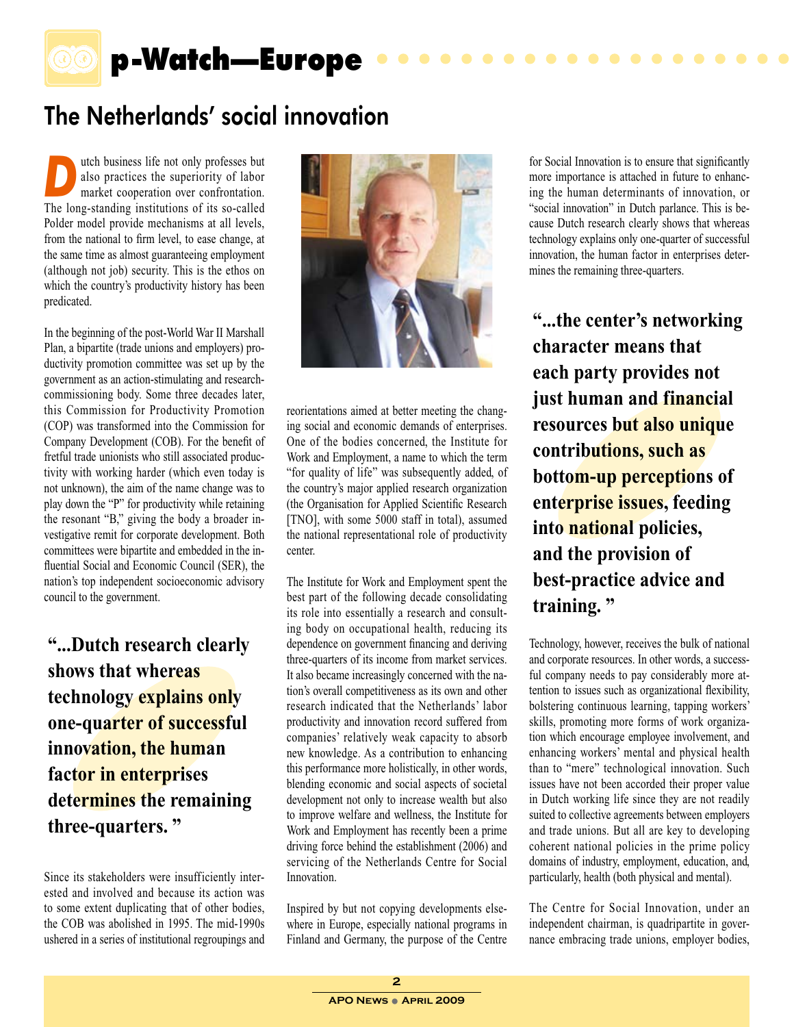# p-Watch—Europe

## The Netherlands' social innovation

Dutch business life not only professes but also practices the superiority of labor market cooperation over confrontation. The long-standing institutions of its so-called Polder model provide mechanisms at all levels, from the national to firm level, to ease change, at the same time as almost guaranteeing employment (although not job) security. This is the ethos on which the country's productivity history has been predicated.

In the beginning of the post-World War II Marshall Plan, a bipartite (trade unions and employers) productivity promotion committee was set up by the government as an action-stimulating and research-commissioning body. Some three decades later, this Commission for Productivity Promotion (COP) was transformed into the Commission for Company Development (COB). For the benefit of fretful trade unionists who still associated productivity with working harder (which even today is not unknown), the aim of the name change was to play down the "P" for productivity while retaining the resonant "B," giving the body a broader investigative remit for corporate development. Both committees were bipartite and embedded in the influential Social and Economic Council (SER), the nation's top independent socioeconomic advisory council to the government.

> **"...Dutch research clearly shows that whereas technology explains only one-quarter of successful innovation, the human factor in enterprises determines the remaining three-quarters. "**

Since its stakeholders were insufficiently interested and involved and because its action was to some extent duplicating that of other bodies, the COB was abolished in 1995. The mid-1990s ushered in a series of institutional regroupings and reorientations aimed at better meeting the changing social and economic demands of enterprises. One of the bodies concerned, the Institute for Work and Employment, a name to which the term "for quality of life" was subsequently added, of the country's major applied research organization (the Organisation for Applied Scientific Research [TNO], with some 5000 staff in total), assumed the national representational role of productivity center.

The Institute for Work and Employment spent the best part of the following decade consolidating its role into essentially a research and consulting body on occupational health, reducing its dependence on government financing and deriving three-quarters of its income from market services. It also became increasingly concerned with the nation's overall competitiveness as its own and other research indicated that the Netherlands' labor productivity and innovation record suffered from companies' relatively weak capacity to absorb new knowledge. As a contribution to enhancing this performance more holistically, in other words, blending economic and social aspects of societal development not only to increase wealth but also to improve welfare and wellness, the Institute for Work and Employment has recently been a prime driving force behind the establishment (2006) and servicing of the Netherlands Centre for Social Innovation.

Inspired by but not copying developments elsewhere in Europe, especially national programs in Finland and Germany, the purpose of the Centre for Social Innovation is to ensure that significantly more importance is attached in future to enhancing the human determinants of innovation, or "social innovation" in Dutch parlance. This is because Dutch research clearly shows that whereas technology explains only one-quarter of successful innovation, the human factor in enterprises determines the remaining three-quarters.

> **"...the center's networking character means that each party provides not just human and financial resources but also unique contributions, such as bottom-up perceptions of enterprise issues, feeding into national policies, and the provision of best-practice advice and training. "**

Technology, however, receives the bulk of national and corporate resources. In other words, a successful company needs to pay considerably more attention to issues such as organizational flexibility, bolstering continuous learning, tapping workers' skills, promoting more forms of work organization which encourage employee involvement, and enhancing workers' mental and physical health than to "mere" technological innovation. Such issues have not been accorded their proper value in Dutch working life since they are not readily suited to collective agreements between employers and trade unions. But all are key to developing coherent national policies in the prime policy domains of industry, employment, education, and, particularly, health (both physical and mental).

The Centre for Social Innovation, under an independent chairman, is quadripartite in governance embracing trade unions, employer bodies,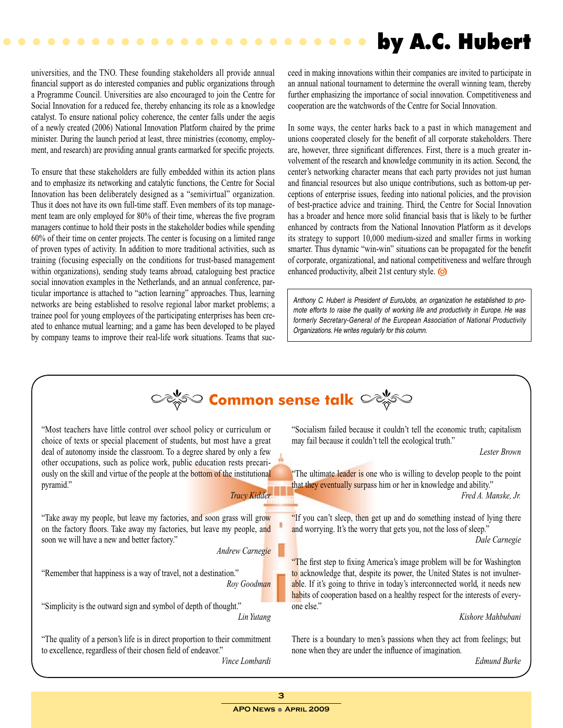universities, and the TNO. These founding stakeholders all provide annual financial support as do interested companies and public organizations through a Programme Council. Universities are also encouraged to join the Centre for Social Innovation for a reduced fee, thereby enhancing its role as a knowledge catalyst. To ensure national policy coherence, the center falls under the aegis of a newly created (2006) National Innovation Platform chaired by the prime minister. During the launch period at least, three ministries (economy, employment, and research) are providing annual grants earmarked for specific projects.

To ensure that these stakeholders are fully embedded within its action plans and to emphasize its networking and catalytic functions, the Centre for Social Innovation has been deliberately designed as a "semivirtual" organization. Thus it does not have its own full-time staff. Even members of its top management team are only employed for 80% of their time, whereas the five program managers continue to hold their posts in the stakeholder bodies while spending 60% of their time on center projects. The center is focusing on a limited range of proven types of activity. In addition to more traditional activities, such as training (focusing especially on the conditions for trust-based management within organizations), sending study teams abroad, cataloguing best practice social innovation examples in the Netherlands, and an annual conference, particular importance is attached to "action learning" approaches. Thus, learning networks are being established to resolve regional labor market problems; a trainee pool for young employees of the participating enterprises has been created to enhance mutual learning; and a game has been developed to be played by company teams to improve their real-life work situations. Teams that succeed in making innovations within their companies are invited to participate in an annual national tournament to determine the overall winning team, thereby further emphasizing the importance of social innovation. Competitiveness and cooperation are the watchwords of the Centre for Social Innovation.

In some ways, the center harks back to a past in which management and unions cooperated closely for the benefit of all corporate stakeholders. There are, however, three significant differences. First, there is a much greater involvement of the research and knowledge community in its action. Second, the center's networking character means that each party provides not just human and financial resources but also unique contributions, such as bottom-up perceptions of enterprise issues, feeding into national policies, and the provision of best-practice advice and training. Third, the Centre for Social Innovation has a broader and hence more solid financial basis that is likely to be further enhanced by contracts from the National Innovation Platform as it develops its strategy to support 10,000 medium-sized and smaller firms in working smarter. Thus dynamic "win-win" situations can be propagated for the benefit of corporate, organizational, and national competitiveness and welfare through enhanced productivity, albeit 21st century style.

*Anthony C. Hubert is President of EuroJobs, an organization he established to promote efforts to raise the quality of working life and productivity in Europe. He was formerly Secretary-General of the European Association of National Productivity Organizations. He writes regularly for this column.*

## Common sense talk

"Most teachers have little control over school policy or curriculum or choice of texts or special placement of students, but most have a great deal of autonomy inside the classroom. To a degree shared by only a few other occupations, such as police work, public education rests precariously on the skill and virtue of the people at the bottom of the institutional pyramid."

*Tracy Kidder*

"Take away my people, but leave my factories, and soon grass will grow on the factory floors. Take away my factories, but leave my people, and soon we will have a new and better factory."

*Andrew Carnegie*

"Remember that happiness is a way of travel, not a destination."

*Roy Goodman*

"Simplicity is the outward sign and symbol of depth of thought."

*Lin Yutang*

"The quality of a person's life is in direct proportion to their commitment to excellence, regardless of their chosen field of endeavor."

*Vince Lombardi*

"Socialism failed because it couldn't tell the economic truth; capitalism may fail because it couldn't tell the ecological truth."

*Lester Brown*

"The ultimate leader is one who is willing to develop people to the point that they eventually surpass him or her in knowledge and ability."

*Fred A. Manske, Jr.*

"If you can't sleep, then get up and do something instead of lying there and worrying. It's the worry that gets you, not the loss of sleep."

*Dale Carnegie*

"The first step to fixing America's image problem will be for Washington to acknowledge that, despite its power, the United States is not invulnerable. If it's going to thrive in today's interconnected world, it needs new habits of cooperation based on a healthy respect for the interests of everyone else."

*Kishore Mahbubani*

There is a boundary to men's passions when they act from feelings; but none when they are under the influence of imagination.

*Edmund Burke*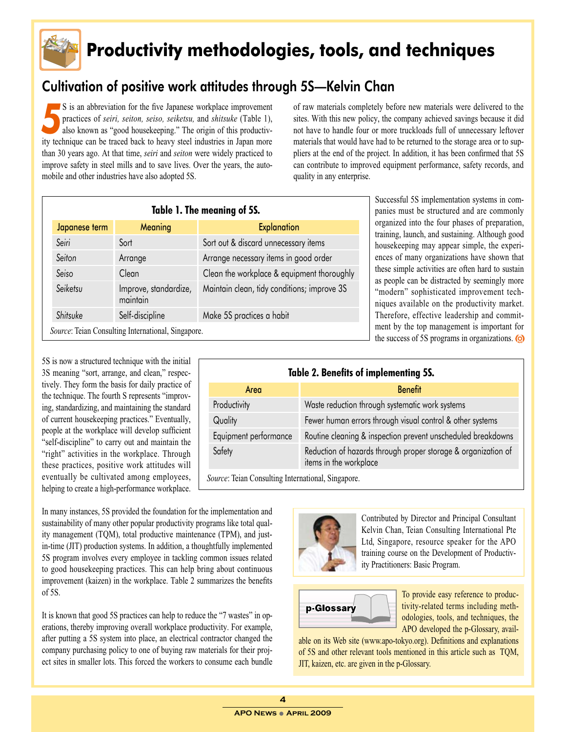# Productivity methodologies, tools, and techniques

## Cultivation of positive work attitudes through 5S—Kelvin Chan

5S is an abbreviation for the five Japanese workplace improvement practices of *seiri, seiton, seiso, seiketsu,* and *shitsuke* (Table 1), also known as "good housekeeping." The origin of this productivity technique can be traced back to heavy steel industries in Japan more than 30 years ago. At that time, *seiri* and *seiton* were widely practiced to improve safety in steel mills and to save lives. Over the years, the automobile and other industries have also adopted 5S.

**Table 1. The meaning of 5S.**

| Japanese term | Meaning | Explanation |
|---|---|---|
| *Seiri* | Sort | Sort out & discard unnecessary items |
| *Seiton* | Arrange | Arrange necessary items in good order |
| *Seiso* | Clean | Clean the workplace & equipment thoroughly |
| *Seiketsu* | Improve, standardize, maintain | Maintain clean, tidy conditions; improve 3S |
| *Shitsuke* | Self-discipline | Make 5S practices a habit |

*Source*: Teian Consulting International, Singapore.

5S is now a structured technique with the initial 3S meaning "sort, arrange, and clean," respectively. They form the basis for daily practice of the technique. The fourth S represents "improving, standardizing, and maintaining the standard of current housekeeping practices." Eventually, people at the workplace will develop sufficient "self-discipline" to carry out and maintain the "right" activities in the workplace. Through these practices, positive work attitudes will eventually be cultivated among employees, helping to create a high-performance workplace.

**Table 2. Benefits of implementing 5S.**

| Area | Benefit |
|---|---|
| Productivity | Waste reduction through systematic work systems |
| Quality | Fewer human errors through visual control & other systems |
| Equipment performance | Routine cleaning & inspection prevent unscheduled breakdowns |
| Safety | Reduction of hazards through proper storage & organization of items in the workplace |

*Source*: Teian Consulting International, Singapore.

In many instances, 5S provided the foundation for the implementation and sustainability of many other popular productivity programs like total quality management (TQM), total productive maintenance (TPM), and just-in-time (JIT) production systems. In addition, a thoughtfully implemented 5S program involves every employee in tackling common issues related to good housekeeping practices. This can help bring about continuous improvement (kaizen) in the workplace. Table 2 summarizes the benefits of 5S.

It is known that good 5S practices can help to reduce the "7 wastes" in operations, thereby improving overall workplace productivity. For example, after putting a 5S system into place, an electrical contractor changed the company purchasing policy to one of buying raw materials for their project sites in smaller lots. This forced the workers to consume each bundle of raw materials completely before new materials were delivered to the sites. With this new policy, the company achieved savings because it did not have to handle four or more truckloads full of unnecessary leftover materials that would have had to be returned to the storage area or to suppliers at the end of the project. In addition, it has been confirmed that 5S can contribute to improved equipment performance, safety records, and quality in any enterprise.

Successful 5S implementation systems in companies must be structured and are commonly organized into the four phases of preparation, training, launch, and sustaining. Although good housekeeping may appear simple, the experiences of many organizations have shown that these simple activities are often hard to sustain as people can be distracted by seemingly more "modern" sophisticated improvement techniques available on the productivity market. Therefore, effective leadership and commitment by the top management is important for the success of 5S programs in organizations.

Contributed by Director and Principal Consultant Kelvin Chan, Teian Consulting International Pte Ltd, Singapore, resource speaker for the APO training course on the Development of Productivity Practitioners: Basic Program.

**p-Glossary**

To provide easy reference to productivity-related terms including methodologies, tools, and techniques, the APO developed the p-Glossary, available on its Web site (www.apo-tokyo.org). Definitions and explanations of 5S and other relevant tools mentioned in this article such as TQM, JIT, kaizen, etc. are given in the p-Glossary.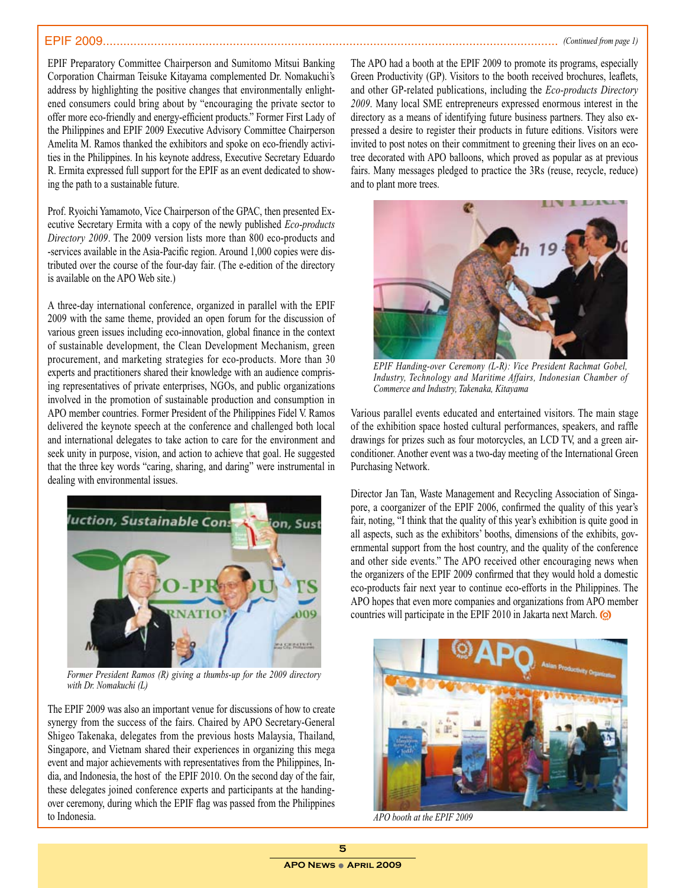## EPIF 2009

*(Continued from page 1)*

EPIF Preparatory Committee Chairperson and Sumitomo Mitsui Banking Corporation Chairman Teisuke Kitayama complemented Dr. Nomakuchi's address by highlighting the positive changes that environmentally enlightened consumers could bring about by "encouraging the private sector to offer more eco-friendly and energy-efficient products." Former First Lady of the Philippines and EPIF 2009 Executive Advisory Committee Chairperson Amelita M. Ramos thanked the exhibitors and spoke on eco-friendly activities in the Philippines. In his keynote address, Executive Secretary Eduardo R. Ermita expressed full support for the EPIF as an event dedicated to showing the path to a sustainable future.

Prof. Ryoichi Yamamoto, Vice Chairperson of the GPAC, then presented Executive Secretary Ermita with a copy of the newly published *Eco-products Directory 2009*. The 2009 version lists more than 800 eco-products and -services available in the Asia-Pacific region. Around 1,000 copies were distributed over the course of the four-day fair. (The e-edition of the directory is available on the APO Web site.)

A three-day international conference, organized in parallel with the EPIF 2009 with the same theme, provided an open forum for the discussion of various green issues including eco-innovation, global finance in the context of sustainable development, the Clean Development Mechanism, green procurement, and marketing strategies for eco-products. More than 30 experts and practitioners shared their knowledge with an audience comprising representatives of private enterprises, NGOs, and public organizations involved in the promotion of sustainable production and consumption in APO member countries. Former President of the Philippines Fidel V. Ramos delivered the keynote speech at the conference and challenged both local and international delegates to take action to care for the environment and seek unity in purpose, vision, and action to achieve that goal. He suggested that the three key words "caring, sharing, and daring" were instrumental in dealing with environmental issues.

*Former President Ramos (R) giving a thumbs-up for the 2009 directory with Dr. Nomakuchi (L)*

The EPIF 2009 was also an important venue for discussions of how to create synergy from the success of the fairs. Chaired by APO Secretary-General Shigeo Takenaka, delegates from the previous hosts Malaysia, Thailand, Singapore, and Vietnam shared their experiences in organizing this mega event and major achievements with representatives from the Philippines, India, and Indonesia, the host of the EPIF 2010. On the second day of the fair, these delegates joined conference experts and participants at the handing-over ceremony, during which the EPIF flag was passed from the Philippines to Indonesia.

The APO had a booth at the EPIF 2009 to promote its programs, especially Green Productivity (GP). Visitors to the booth received brochures, leaflets, and other GP-related publications, including the *Eco-products Directory 2009*. Many local SME entrepreneurs expressed enormous interest in the directory as a means of identifying future business partners. They also expressed a desire to register their products in future editions. Visitors were invited to post notes on their commitment to greening their lives on an eco-tree decorated with APO balloons, which proved as popular as at previous fairs. Many messages pledged to practice the 3Rs (reuse, recycle, reduce) and to plant more trees.

*EPIF Handing-over Ceremony (L-R): Vice President Rachmat Gobel, Industry, Technology and Maritime Affairs, Indonesian Chamber of Commerce and Industry, Takenaka, Kitayama*

Various parallel events educated and entertained visitors. The main stage of the exhibition space hosted cultural performances, speakers, and raffle drawings for prizes such as four motorcycles, an LCD TV, and a green air-conditioner. Another event was a two-day meeting of the International Green Purchasing Network.

Director Jan Tan, Waste Management and Recycling Association of Singapore, a coorganizer of the EPIF 2006, confirmed the quality of this year's fair, noting, "I think that the quality of this year's exhibition is quite good in all aspects, such as the exhibitors' booths, dimensions of the exhibits, governmental support from the host country, and the quality of the conference and other side events." The APO received other encouraging news when the organizers of the EPIF 2009 confirmed that they would hold a domestic eco-products fair next year to continue eco-efforts in the Philippines. The APO hopes that even more companies and organizations from APO member countries will participate in the EPIF 2010 in Jakarta next March.

*APO booth at the EPIF 2009*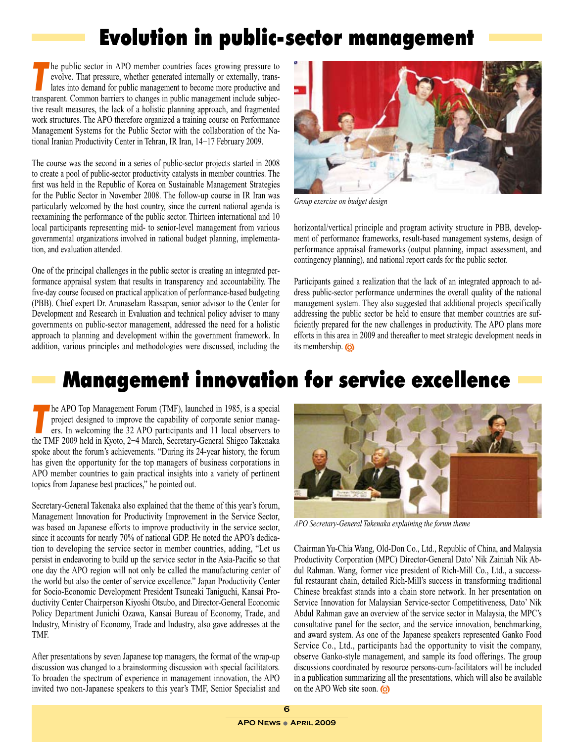# Evolution in public-sector management

The public sector in APO member countries faces growing pressure to evolve. That pressure, whether generated internally or externally, translates into demand for public management to become more productive and transparent. Common barriers to changes in public management include subjective result measures, the lack of a holistic planning approach, and fragmented work structures. The APO therefore organized a training course on Performance Management Systems for the Public Sector with the collaboration of the National Iranian Productivity Center in Tehran, IR Iran, 14–17 February 2009.

The course was the second in a series of public-sector projects started in 2008 to create a pool of public-sector productivity catalysts in member countries. The first was held in the Republic of Korea on Sustainable Management Strategies for the Public Sector in November 2008. The follow-up course in IR Iran was particularly welcomed by the host country, since the current national agenda is reexamining the performance of the public sector. Thirteen international and 10 local participants representing mid- to senior-level management from various governmental organizations involved in national budget planning, implementation, and evaluation attended.

One of the principal challenges in the public sector is creating an integrated performance appraisal system that results in transparency and accountability. The five-day course focused on practical application of performance-based budgeting (PBB). Chief expert Dr. Arunaselam Rassapan, senior advisor to the Center for Development and Research in Evaluation and technical policy adviser to many governments on public-sector management, addressed the need for a holistic approach to planning and development within the government framework. In addition, various principles and methodologies were discussed, including the horizontal/vertical principle and program activity structure in PBB, development of performance frameworks, result-based management systems, design of performance appraisal frameworks (output planning, impact assessment, and contingency planning), and national report cards for the public sector.

*Group exercise on budget design*

Participants gained a realization that the lack of an integrated approach to address public-sector performance undermines the overall quality of the national management system. They also suggested that additional projects specifically addressing the public sector be held to ensure that member countries are sufficiently prepared for the new challenges in productivity. The APO plans more efforts in this area in 2009 and thereafter to meet strategic development needs in its membership.

# Management innovation for service excellence

The APO Top Management Forum (TMF), launched in 1985, is a special project designed to improve the capability of corporate senior managers. In welcoming the 32 APO participants and 11 local observers to the TMF 2009 held in Kyoto, 2–4 March, Secretary-General Shigeo Takenaka spoke about the forum's achievements. "During its 24-year history, the forum has given the opportunity for the top managers of business corporations in APO member countries to gain practical insights into a variety of pertinent topics from Japanese best practices," he pointed out.

Secretary-General Takenaka also explained that the theme of this year's forum, Management Innovation for Productivity Improvement in the Service Sector, was based on Japanese efforts to improve productivity in the service sector, since it accounts for nearly 70% of national GDP. He noted the APO's dedication to developing the service sector in member countries, adding, "Let us persist in endeavoring to build up the service sector in the Asia-Pacific so that one day the APO region will not only be called the manufacturing center of the world but also the center of service excellence." Japan Productivity Center for Socio-Economic Development President Tsuneaki Taniguchi, Kansai Productivity Center Chairperson Kiyoshi Otsubo, and Director-General Economic Policy Department Junichi Ozawa, Kansai Bureau of Economy, Trade, and Industry, Ministry of Economy, Trade and Industry, also gave addresses at the TMF.

After presentations by seven Japanese top managers, the format of the wrap-up discussion was changed to a brainstorming discussion with special facilitators. To broaden the spectrum of experience in management innovation, the APO invited two non-Japanese speakers to this year's TMF, Senior Specialist and Chairman Yu-Chia Wang, Old-Don Co., Ltd., Republic of China, and Malaysia Productivity Corporation (MPC) Director-General Dato' Nik Zainiah Nik Abdul Rahman. Wang, former vice president of Rich-Mill Co., Ltd., a successful restaurant chain, detailed Rich-Mill's success in transforming traditional Chinese breakfast stands into a chain store network. In her presentation on Service Innovation for Malaysian Service-sector Competitiveness, Dato' Nik Abdul Rahman gave an overview of the service sector in Malaysia, the MPC's consultative panel for the sector, and the service innovation, benchmarking, and award system. As one of the Japanese speakers represented Ganko Food Service Co., Ltd., participants had the opportunity to visit the company, observe Ganko-style management, and sample its food offerings. The group discussions coordinated by resource persons-cum-facilitators will be included in a publication summarizing all the presentations, which will also be available on the APO Web site soon.

*APO Secretary-General Takenaka explaining the forum theme*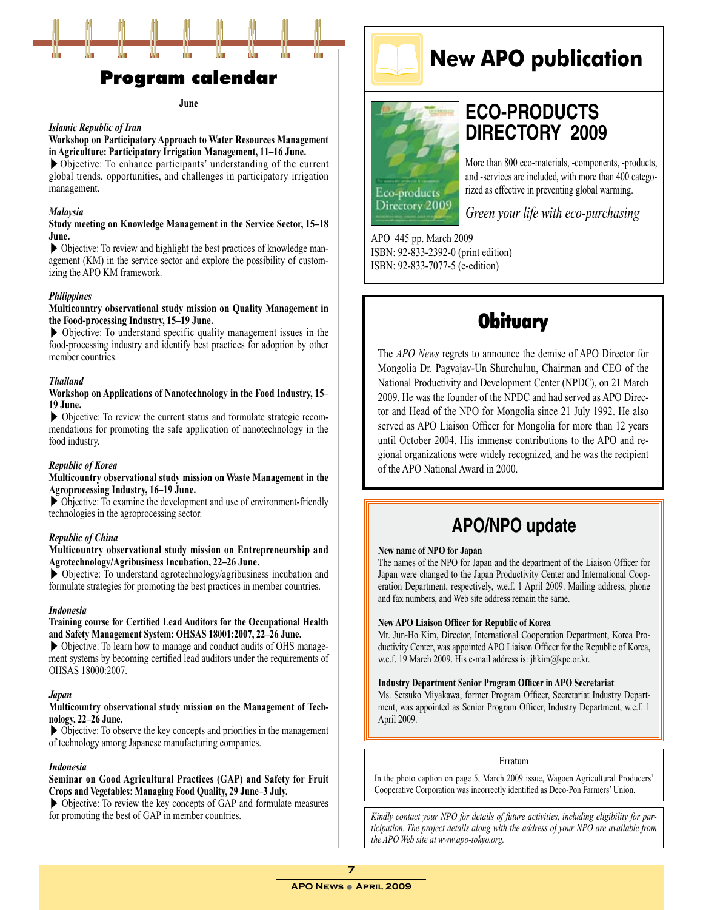## Program calendar

**June**

*Islamic Republic of Iran*

**Workshop on Participatory Approach to Water Resources Management in Agriculture: Participatory Irrigation Management, 11–16 June.**

▶ Objective: To enhance participants' understanding of the current global trends, opportunities, and challenges in participatory irrigation management.

*Malaysia*

**Study meeting on Knowledge Management in the Service Sector, 15–18 June.**

▶ Objective: To review and highlight the best practices of knowledge management (KM) in the service sector and explore the possibility of customizing the APO KM framework.

*Philippines*

**Multicountry observational study mission on Quality Management in the Food-processing Industry, 15–19 June.**

▶ Objective: To understand specific quality management issues in the food-processing industry and identify best practices for adoption by other member countries.

*Thailand*

**Workshop on Applications of Nanotechnology in the Food Industry, 15–19 June.**

▶ Objective: To review the current status and formulate strategic recommendations for promoting the safe application of nanotechnology in the food industry.

*Republic of Korea*

**Multicountry observational study mission on Waste Management in the Agroprocessing Industry, 16–19 June.**

▶ Objective: To examine the development and use of environment-friendly technologies in the agroprocessing sector.

*Republic of China*

**Multicountry observational study mission on Entrepreneurship and Agrotechnology/Agribusiness Incubation, 22–26 June.**

▶ Objective: To understand agrotechnology/agribusiness incubation and formulate strategies for promoting the best practices in member countries.

*Indonesia*

**Training course for Certified Lead Auditors for the Occupational Health and Safety Management System: OHSAS 18001:2007, 22–26 June.**

▶ Objective: To learn how to manage and conduct audits of OHS management systems by becoming certified lead auditors under the requirements of OHSAS 18000:2007.

*Japan*

**Multicountry observational study mission on the Management of Technology, 22–26 June.**

▶ Objective: To observe the key concepts and priorities in the management of technology among Japanese manufacturing companies.

*Indonesia*

**Seminar on Good Agricultural Practices (GAP) and Safety for Fruit Crops and Vegetables: Managing Food Quality, 29 June–3 July.**

▶ Objective: To review the key concepts of GAP and formulate measures for promoting the best of GAP in member countries.

## New APO publication

### ECO-PRODUCTS DIRECTORY 2009

More than 800 eco-materials, -components, -products, and -services are included, with more than 400 categorized as effective in preventing global warming.

*Green your life with eco-purchasing*

APO 445 pp. March 2009
ISBN: 92-833-2392-0 (print edition)
ISBN: 92-833-7077-5 (e-edition)

## Obituary

The *APO News* regrets to announce the demise of APO Director for Mongolia Dr. Pagvajav-Un Shurchuluu, Chairman and CEO of the National Productivity and Development Center (NPDC), on 21 March 2009. He was the founder of the NPDC and had served as APO Director and Head of the NPO for Mongolia since 21 July 1992. He also served as APO Liaison Officer for Mongolia for more than 12 years until October 2004. His immense contributions to the APO and regional organizations were widely recognized, and he was the recipient of the APO National Award in 2000.

## APO/NPO update

**New name of NPO for Japan**

The names of the NPO for Japan and the department of the Liaison Officer for Japan were changed to the Japan Productivity Center and International Cooperation Department, respectively, w.e.f. 1 April 2009. Mailing address, phone and fax numbers, and Web site address remain the same.

**New APO Liaison Officer for Republic of Korea**

Mr. Jun-Ho Kim, Director, International Cooperation Department, Korea Productivity Center, was appointed APO Liaison Officer for the Republic of Korea, w.e.f. 19 March 2009. His e-mail address is: jhkim@kpc.or.kr.

**Industry Department Senior Program Officer in APO Secretariat**

Ms. Setsuko Miyakawa, former Program Officer, Secretariat Industry Department, was appointed as Senior Program Officer, Industry Department, w.e.f. 1 April 2009.

Erratum

In the photo caption on page 5, March 2009 issue, Wagoen Agricultural Producers' Cooperative Corporation was incorrectly identified as Deco-Pon Farmers' Union.

*Kindly contact your NPO for details of future activities, including eligibility for participation. The project details along with the address of your NPO are available from the APO Web site at www.apo-tokyo.org.*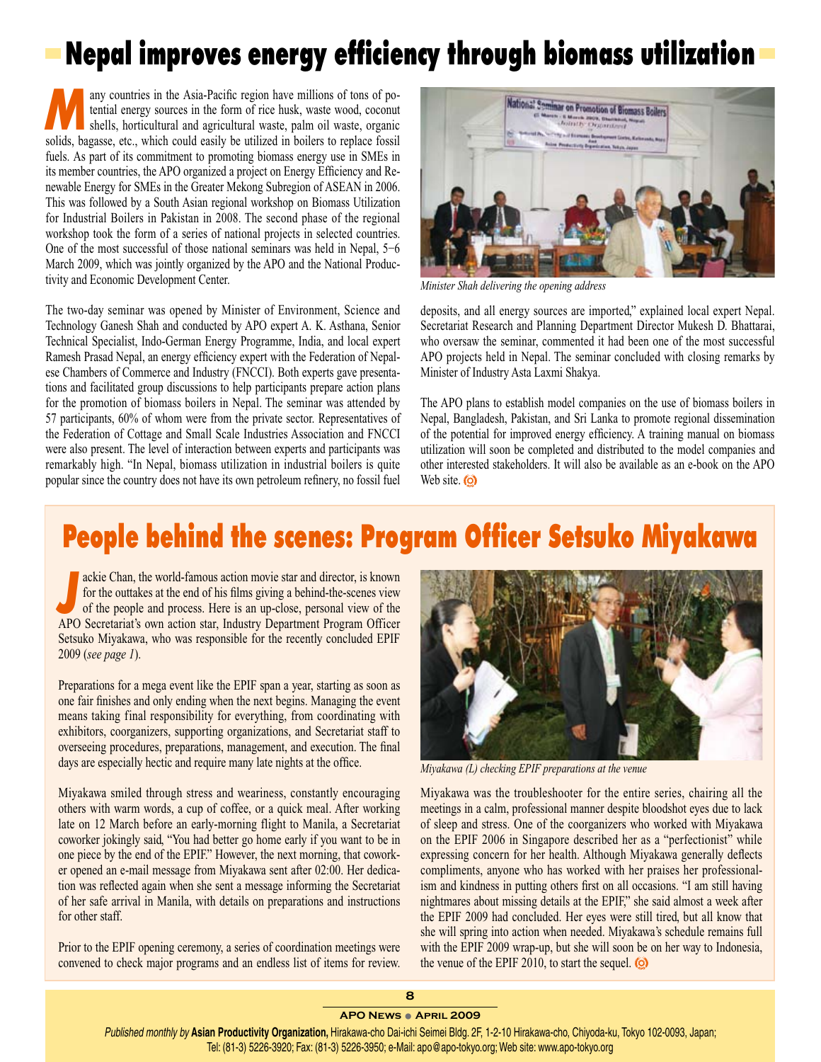# Nepal improves energy efficiency through biomass utilization

Many countries in the Asia-Pacific region have millions of tons of potential energy sources in the form of rice husk, waste wood, coconut shells, horticultural and agricultural waste, palm oil waste, organic solids, bagasse, etc., which could easily be utilized in boilers to replace fossil fuels. As part of its commitment to promoting biomass energy use in SMEs in its member countries, the APO organized a project on Energy Efficiency and Renewable Energy for SMEs in the Greater Mekong Subregion of ASEAN in 2006. This was followed by a South Asian regional workshop on Biomass Utilization for Industrial Boilers in Pakistan in 2008. The second phase of the regional workshop took the form of a series of national projects in selected countries. One of the most successful of those national seminars was held in Nepal, 5–6 March 2009, which was jointly organized by the APO and the National Productivity and Economic Development Center.

*Minister Shah delivering the opening address*

The two-day seminar was opened by Minister of Environment, Science and Technology Ganesh Shah and conducted by APO expert A. K. Asthana, Senior Technical Specialist, Indo-German Energy Programme, India, and local expert Ramesh Prasad Nepal, an energy efficiency expert with the Federation of Nepalese Chambers of Commerce and Industry (FNCCI). Both experts gave presentations and facilitated group discussions to help participants prepare action plans for the promotion of biomass boilers in Nepal. The seminar was attended by 57 participants, 60% of whom were from the private sector. Representatives of the Federation of Cottage and Small Scale Industries Association and FNCCI were also present. The level of interaction between experts and participants was remarkably high. "In Nepal, biomass utilization in industrial boilers is quite popular since the country does not have its own petroleum refinery, no fossil fuel deposits, and all energy sources are imported," explained local expert Nepal. Secretariat Research and Planning Department Director Mukesh D. Bhattarai, who oversaw the seminar, commented it had been one of the most successful APO projects held in Nepal. The seminar concluded with closing remarks by Minister of Industry Asta Laxmi Shakya.

The APO plans to establish model companies on the use of biomass boilers in Nepal, Bangladesh, Pakistan, and Sri Lanka to promote regional dissemination of the potential for improved energy efficiency. A training manual on biomass utilization will soon be completed and distributed to the model companies and other interested stakeholders. It will also be available as an e-book on the APO Web site.

# People behind the scenes: Program Officer Setsuko Miyakawa

Jackie Chan, the world-famous action movie star and director, is known for the outtakes at the end of his films giving a behind-the-scenes view of the people and process. Here is an up-close, personal view of the APO Secretariat's own action star, Industry Department Program Officer Setsuko Miyakawa, who was responsible for the recently concluded EPIF 2009 (*see page 1*).

Preparations for a mega event like the EPIF span a year, starting as soon as one fair finishes and only ending when the next begins. Managing the event means taking final responsibility for everything, from coordinating with exhibitors, coorganizers, supporting organizations, and Secretariat staff to overseeing procedures, preparations, management, and execution. The final days are especially hectic and require many late nights at the office.

Miyakawa smiled through stress and weariness, constantly encouraging others with warm words, a cup of coffee, or a quick meal. After working late on 12 March before an early-morning flight to Manila, a Secretariat coworker jokingly said, "You had better go home early if you want to be in one piece by the end of the EPIF." However, the next morning, that coworker opened an e-mail message from Miyakawa sent after 02:00. Her dedication was reflected again when she sent a message informing the Secretariat of her safe arrival in Manila, with details on preparations and instructions for other staff.

Prior to the EPIF opening ceremony, a series of coordination meetings were convened to check major programs and an endless list of items for review.

*Miyakawa (L) checking EPIF preparations at the venue*

Miyakawa was the troubleshooter for the entire series, chairing all the meetings in a calm, professional manner despite bloodshot eyes due to lack of sleep and stress. One of the coorganizers who worked with Miyakawa on the EPIF 2006 in Singapore described her as a "perfectionist" while expressing concern for her health. Although Miyakawa generally deflects compliments, anyone who has worked with her praises her professionalism and kindness in putting others first on all occasions. "I am still having nightmares about missing details at the EPIF," she said almost a week after the EPIF 2009 had concluded. Her eyes were still tired, but all know that she will spring into action when needed. Miyakawa's schedule remains full with the EPIF 2009 wrap-up, but she will soon be on her way to Indonesia, the venue of the EPIF 2010, to start the sequel.

*Published monthly by* **Asian Productivity Organization,** Hirakawa-cho Dai-ichi Seimei Bldg. 2F, 1-2-10 Hirakawa-cho, Chiyoda-ku, Tokyo 102-0093, Japan; Tel: (81-3) 5226-3920; Fax: (81-3) 5226-3950; e-Mail: apo@apo-tokyo.org; Web site: www.apo-tokyo.org